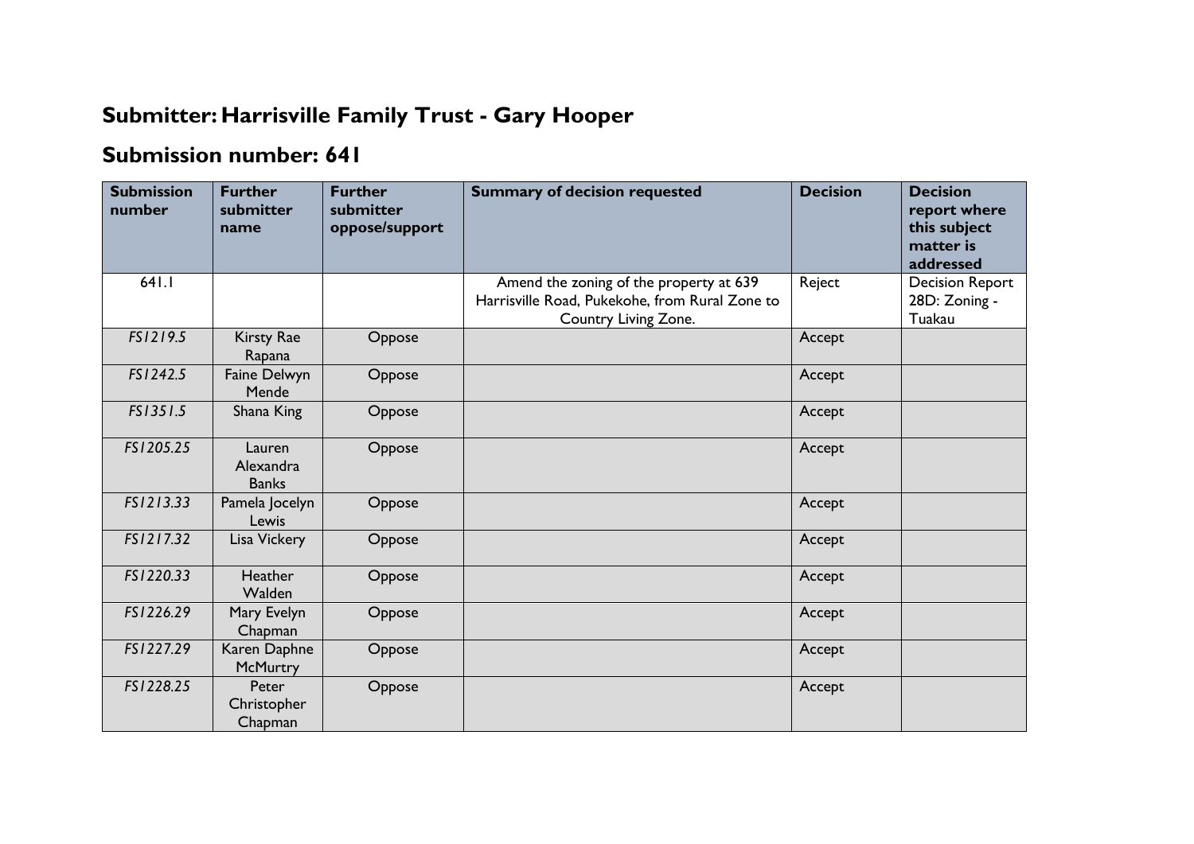## Submitter: Harrisville Family Trust - Gary Hooper

## Submission number: 641

| Submission number | Further submitter name | Further submitter oppose/support | Summary of decision requested | Decision | Decision report where this subject matter is addressed |
|---|---|---|---|---|---|
| 641.1 | | | Amend the zoning of the property at 639 Harrisville Road, Pukekohe, from Rural Zone to Country Living Zone. | Reject | Decision Report 28D: Zoning - Tuakau |
| *FS1219.5* | Kirsty Rae Rapana | Oppose | | Accept | |
| *FS1242.5* | Faine Delwyn Mende | Oppose | | Accept | |
| *FS1351.5* | Shana King | Oppose | | Accept | |
| *FS1205.25* | Lauren Alexandra Banks | Oppose | | Accept | |
| *FS1213.33* | Pamela Jocelyn Lewis | Oppose | | Accept | |
| *FS1217.32* | Lisa Vickery | Oppose | | Accept | |
| *FS1220.33* | Heather Walden | Oppose | | Accept | |
| *FS1226.29* | Mary Evelyn Chapman | Oppose | | Accept | |
| *FS1227.29* | Karen Daphne McMurtry | Oppose | | Accept | |
| *FS1228.25* | Peter Christopher Chapman | Oppose | | Accept | |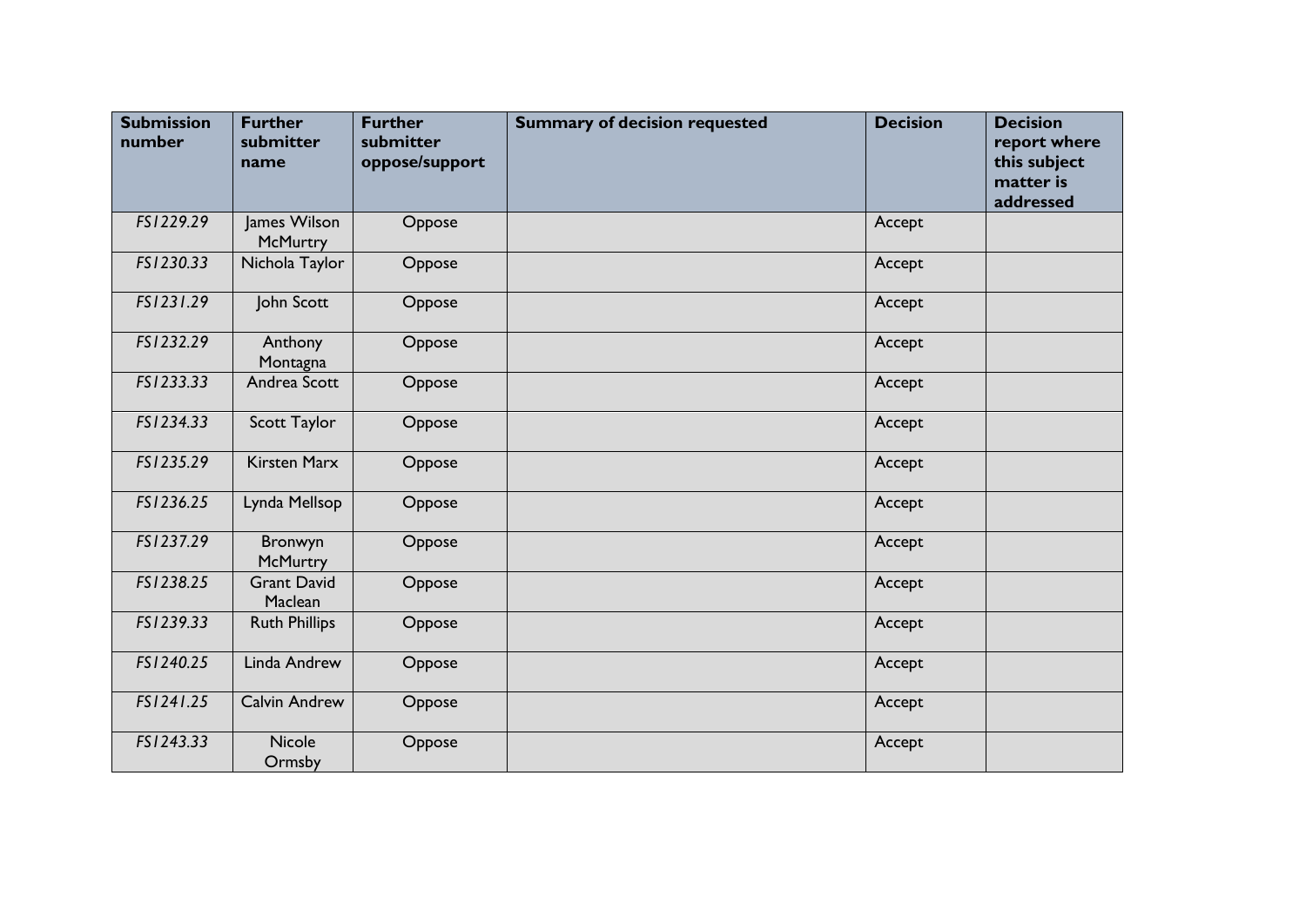| Submission number | Further submitter name | Further submitter oppose/support | Summary of decision requested | Decision | Decision report where this subject matter is addressed |
|---|---|---|---|---|---|
| *FS1229.29* | James Wilson McMurtry | Oppose | | Accept | |
| *FS1230.33* | Nichola Taylor | Oppose | | Accept | |
| *FS1231.29* | John Scott | Oppose | | Accept | |
| *FS1232.29* | Anthony Montagna | Oppose | | Accept | |
| *FS1233.33* | Andrea Scott | Oppose | | Accept | |
| *FS1234.33* | Scott Taylor | Oppose | | Accept | |
| *FS1235.29* | Kirsten Marx | Oppose | | Accept | |
| *FS1236.25* | Lynda Mellsop | Oppose | | Accept | |
| *FS1237.29* | Bronwyn McMurtry | Oppose | | Accept | |
| *FS1238.25* | Grant David Maclean | Oppose | | Accept | |
| *FS1239.33* | Ruth Phillips | Oppose | | Accept | |
| *FS1240.25* | Linda Andrew | Oppose | | Accept | |
| *FS1241.25* | Calvin Andrew | Oppose | | Accept | |
| *FS1243.33* | Nicole Ormsby | Oppose | | Accept | |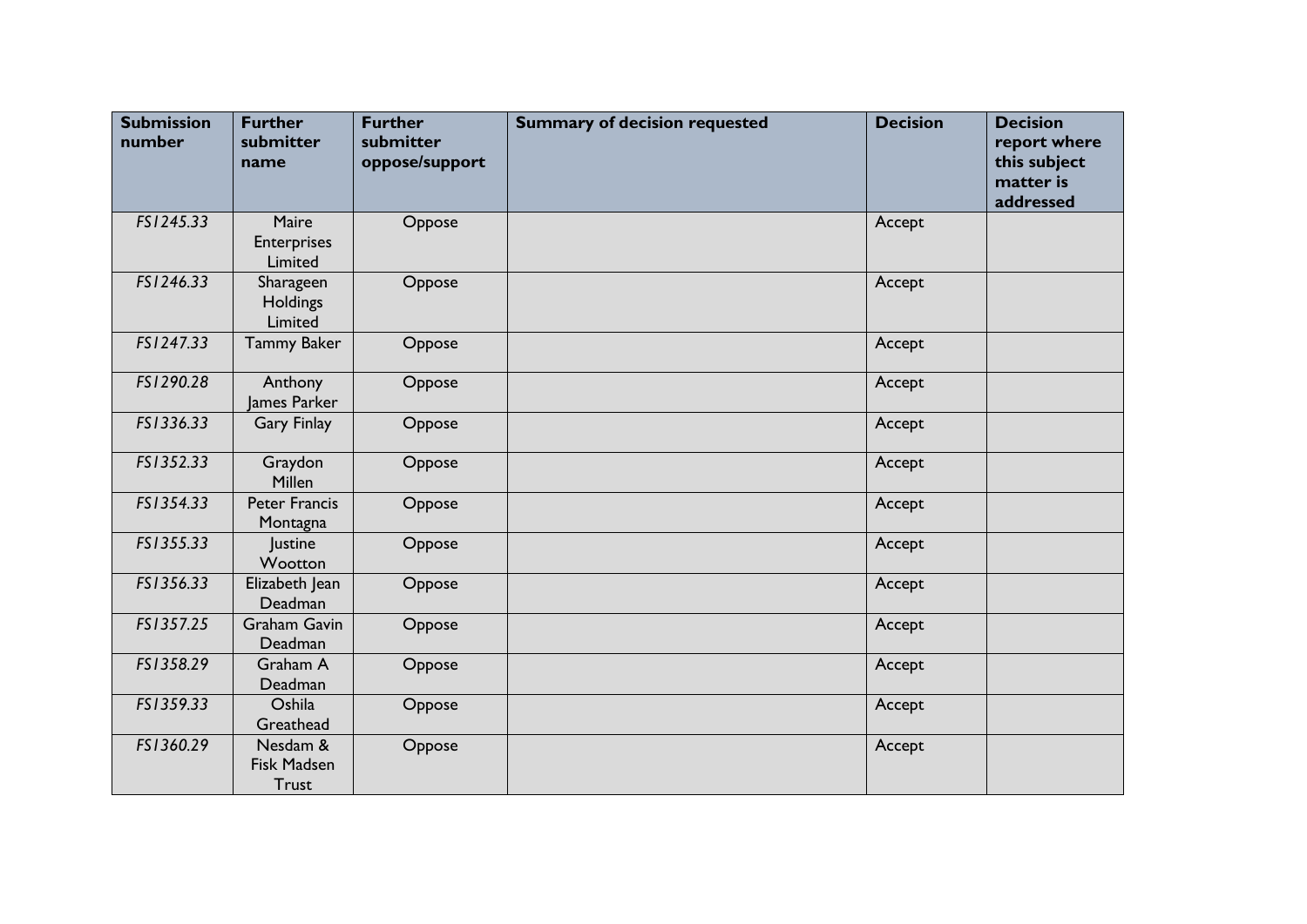| Submission number | Further submitter name | Further submitter oppose/support | Summary of decision requested | Decision | Decision report where this subject matter is addressed |
|---|---|---|---|---|---|
| *FS1245.33* | Maire Enterprises Limited | Oppose | | Accept | |
| *FS1246.33* | Sharageen Holdings Limited | Oppose | | Accept | |
| *FS1247.33* | Tammy Baker | Oppose | | Accept | |
| *FS1290.28* | Anthony James Parker | Oppose | | Accept | |
| *FS1336.33* | Gary Finlay | Oppose | | Accept | |
| *FS1352.33* | Graydon Millen | Oppose | | Accept | |
| *FS1354.33* | Peter Francis Montagna | Oppose | | Accept | |
| *FS1355.33* | Justine Wootton | Oppose | | Accept | |
| *FS1356.33* | Elizabeth Jean Deadman | Oppose | | Accept | |
| *FS1357.25* | Graham Gavin Deadman | Oppose | | Accept | |
| *FS1358.29* | Graham A Deadman | Oppose | | Accept | |
| *FS1359.33* | Oshila Greathead | Oppose | | Accept | |
| *FS1360.29* | Nesdam & Fisk Madsen Trust | Oppose | | Accept | |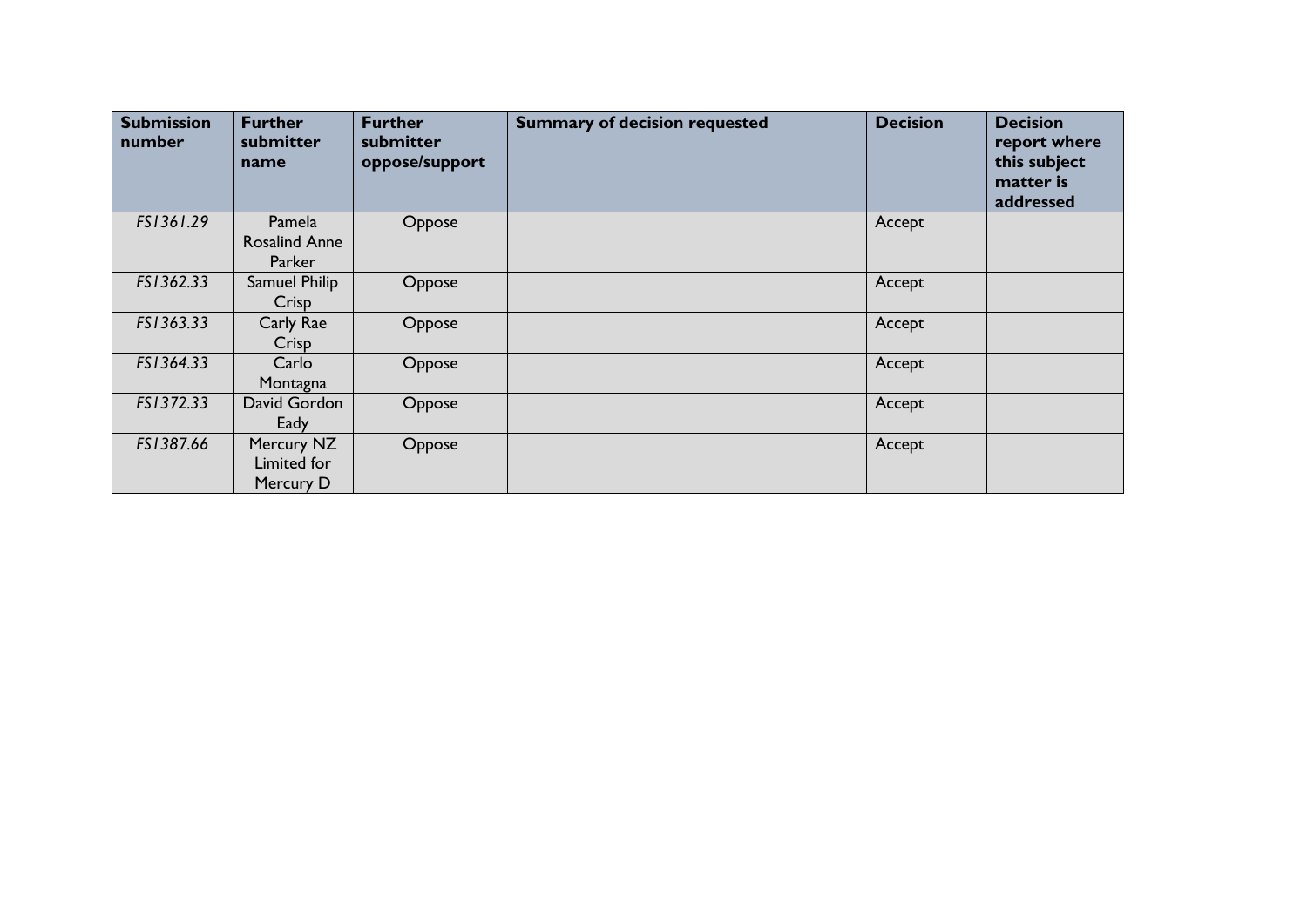| Submission number | Further submitter name | Further submitter oppose/support | Summary of decision requested | Decision | Decision report where this subject matter is addressed |
|---|---|---|---|---|---|
| *FS1361.29* | Pamela Rosalind Anne Parker | Oppose | | Accept | |
| *FS1362.33* | Samuel Philip Crisp | Oppose | | Accept | |
| *FS1363.33* | Carly Rae Crisp | Oppose | | Accept | |
| *FS1364.33* | Carlo Montagna | Oppose | | Accept | |
| *FS1372.33* | David Gordon Eady | Oppose | | Accept | |
| *FS1387.66* | Mercury NZ Limited for Mercury D | Oppose | | Accept | |